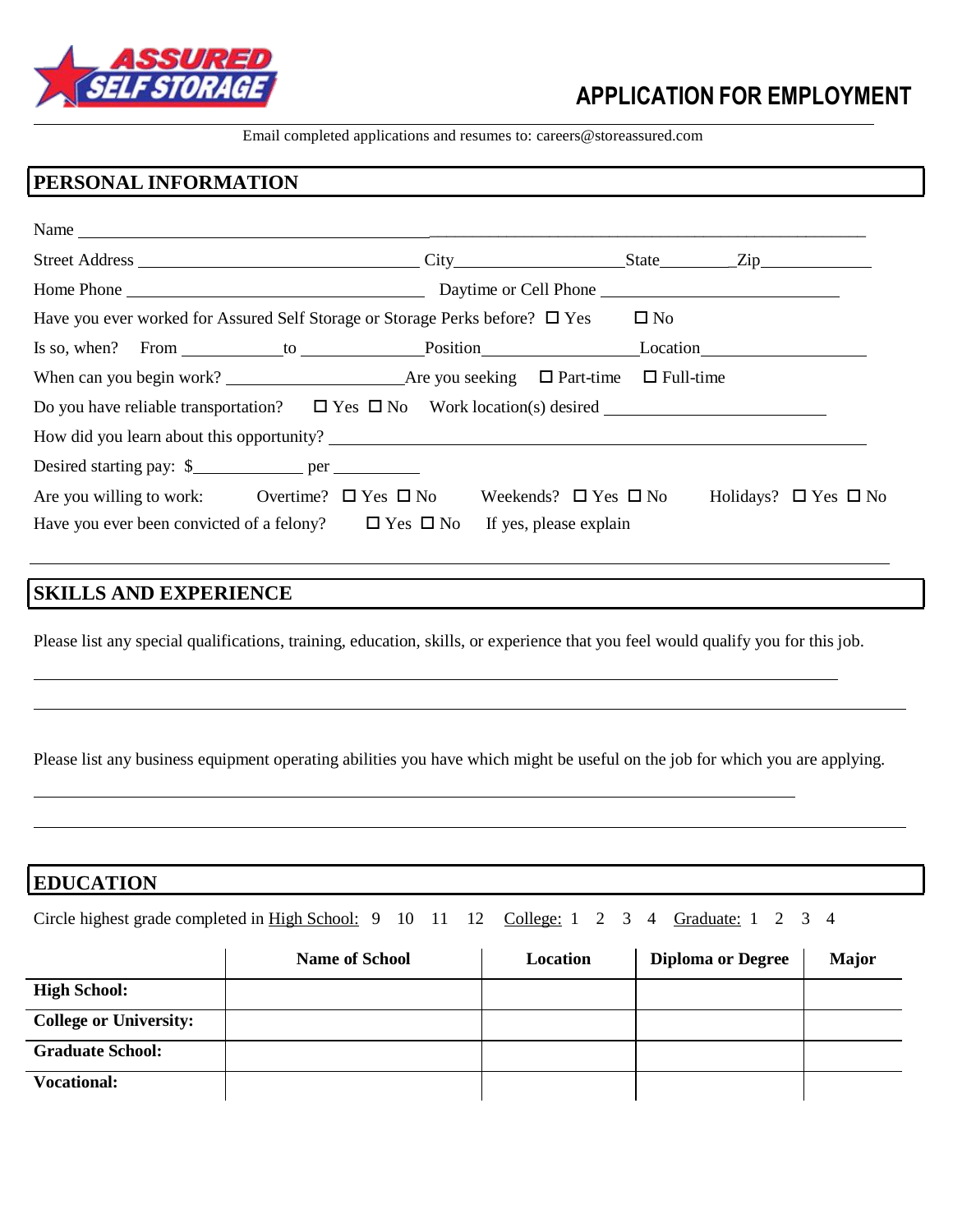# APPLICATION FOR EMPLOYMENT

Email completed applications and resumes to: careers@storeassured.com

## PERSONAL INFORMATION

Name ______________________________________________________________________________

Street Address ________________________ City________________ State________ Zip__________

Home Phone __________________________ Daytime or Cell Phone ______________________

Have you ever worked for Assured Self Storage or Storage Perks before? ☐ Yes ☐ No

Is so, when? From __________ to ____________ Position______________ Location______________

When can you begin work? _________________ Are you seeking ☐ Part-time ☐ Full-time

Do you have reliable transportation? ☐ Yes ☐ No Work location(s) desired ____________________

How did you learn about this opportunity? ______________________________________________

Desired starting pay: $___________ per _________

Are you willing to work: Overtime? ☐ Yes ☐ No Weekends? ☐ Yes ☐ No Holidays? ☐ Yes ☐ No

Have you ever been convicted of a felony? ☐ Yes ☐ No If yes, please explain

______________________________________________________________________________

## SKILLS AND EXPERIENCE

Please list any special qualifications, training, education, skills, or experience that you feel would qualify you for this job.

______________________________________________________________________________

______________________________________________________________________________

Please list any business equipment operating abilities you have which might be useful on the job for which you are applying.

______________________________________________________________________________

______________________________________________________________________________

## EDUCATION

Circle highest grade completed in High School: 9 10 11 12 College: 1 2 3 4 Graduate: 1 2 3 4

| | Name of School | Location | Diploma or Degree | Major |
|---|---|---|---|---|
| **High School:** | | | | |
| **College or University:** | | | | |
| **Graduate School:** | | | | |
| **Vocational:** | | | | |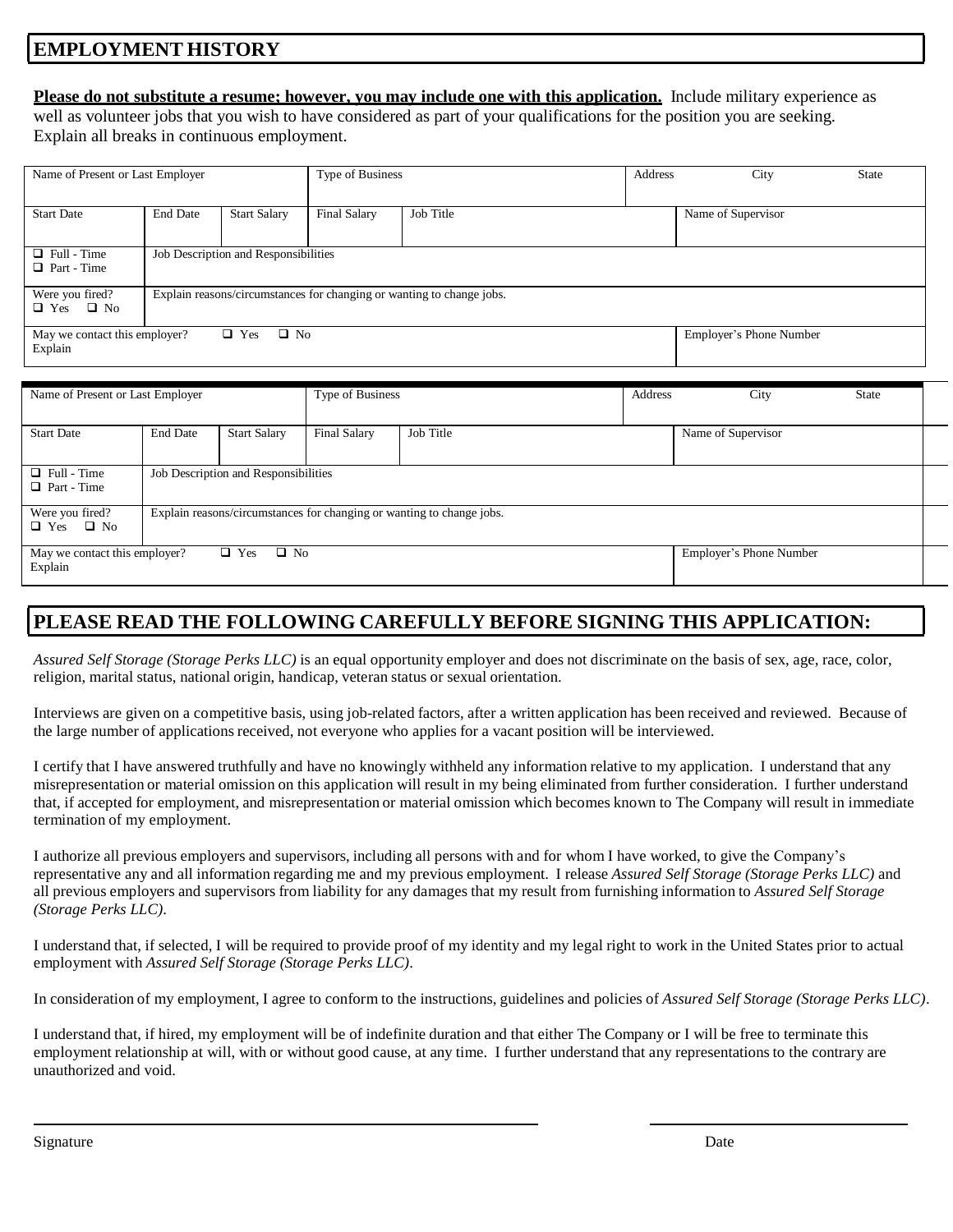## EMPLOYMENT HISTORY

**Please do not substitute a resume; however, you may include one with this application.** Include military experience as well as volunteer jobs that you wish to have considered as part of your qualifications for the position you are seeking. Explain all breaks in continuous employment.

| | | | | | | |
|---|---|---|---|---|---|---|
| Name of Present or Last Employer | | | Type of Business | | Address | City State |
| Start Date | End Date | Start Salary | Final Salary | Job Title | | Name of Supervisor |
| ❑ Full - Time ❑ Part - Time | Job Description and Responsibilities | | | | | |
| Were you fired? ❑ Yes ❑ No | Explain reasons/circumstances for changing or wanting to change jobs. | | | | | |
| May we contact this employer? ❑ Yes ❑ No Explain | | | | | | Employer's Phone Number |

| | | | | | | |
|---|---|---|---|---|---|---|
| Name of Present or Last Employer | | | Type of Business | | Address | City State |
| Start Date | End Date | Start Salary | Final Salary | Job Title | | Name of Supervisor |
| ❑ Full - Time ❑ Part - Time | Job Description and Responsibilities | | | | | |
| Were you fired? ❑ Yes ❑ No | Explain reasons/circumstances for changing or wanting to change jobs. | | | | | |
| May we contact this employer? ❑ Yes ❑ No Explain | | | | | | Employer's Phone Number |

## PLEASE READ THE FOLLOWING CAREFULLY BEFORE SIGNING THIS APPLICATION:

*Assured Self Storage (Storage Perks LLC)* is an equal opportunity employer and does not discriminate on the basis of sex, age, race, color, religion, marital status, national origin, handicap, veteran status or sexual orientation.

Interviews are given on a competitive basis, using job-related factors, after a written application has been received and reviewed. Because of the large number of applications received, not everyone who applies for a vacant position will be interviewed.

I certify that I have answered truthfully and have no knowingly withheld any information relative to my application. I understand that any misrepresentation or material omission on this application will result in my being eliminated from further consideration. I further understand that, if accepted for employment, and misrepresentation or material omission which becomes known to The Company will result in immediate termination of my employment.

I authorize all previous employers and supervisors, including all persons with and for whom I have worked, to give the Company's representative any and all information regarding me and my previous employment. I release *Assured Self Storage (Storage Perks LLC)* and all previous employers and supervisors from liability for any damages that my result from furnishing information to *Assured Self Storage (Storage Perks LLC)*.

I understand that, if selected, I will be required to provide proof of my identity and my legal right to work in the United States prior to actual employment with *Assured Self Storage (Storage Perks LLC)*.

In consideration of my employment, I agree to conform to the instructions, guidelines and policies of *Assured Self Storage (Storage Perks LLC)*.

I understand that, if hired, my employment will be of indefinite duration and that either The Company or I will be free to terminate this employment relationship at will, with or without good cause, at any time. I further understand that any representations to the contrary are unauthorized and void.

Signature ______________________________ Date ______________